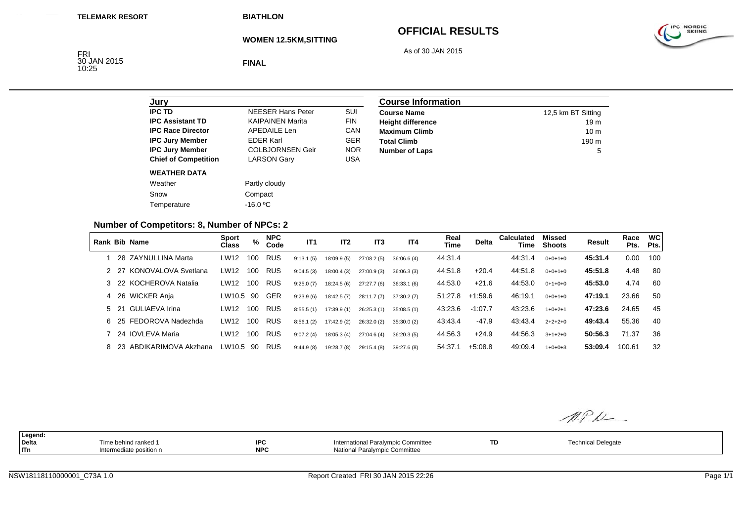TELEMARK RESORT

BIATHLON

# OFFICIAL RESULTS

**WOMEN 12.5KM,SITTING**

As of 30 JAN 2015

FRI
30 JAN 2015
10:25

**FINAL**

| Jury | | |
|---|---|---|
| **IPC TD** | NEESER Hans Peter | SUI |
| **IPC Assistant TD** | KAIPAINEN Marita | FIN |
| **IPC Race Director** | APEDAILE Len | CAN |
| **IPC Jury Member** | EDER Karl | GER |
| **IPC Jury Member** | COLBJORNSEN Geir | NOR |
| **Chief of Competition** | LARSON Gary | USA |

**WEATHER DATA**

| | |
|---|---|
| Weather | Partly cloudy |
| Snow | Compact |
| Temperature | -16.0 ºC |

| Course Information | |
|---|---|
| **Course Name** | 12,5 km BT Sitting |
| **Height difference** | 19 m |
| **Maximum Climb** | 10 m |
| **Total Climb** | 190 m |
| **Number of Laps** | 5 |

## Number of Competitors: 8, Number of NPCs: 2

| Rank | Bib | Name | Sport Class | % | NPC Code | IT1 | IT2 | IT3 | IT4 | Real Time | Delta | Calculated Time | Missed Shoots | Result | Race Pts. | WC Pts. |
|---|---|---|---|---|---|---|---|---|---|---|---|---|---|---|---|---|
| 1 | 28 | ZAYNULLINA Marta | LW12 | 100 | RUS | 9:13.1 (5) | 18:09.9 (5) | 27:08.2 (5) | 36:06.6 (4) | 44:31.4 | | 44:31.4 | 0+0+1+0 | **45:31.4** | 0.00 | 100 |
| 2 | 27 | KONOVALOVA Svetlana | LW12 | 100 | RUS | 9:04.5 (3) | 18:00.4 (3) | 27:00.9 (3) | 36:06.3 (3) | 44:51.8 | +20.4 | 44:51.8 | 0+0+1+0 | **45:51.8** | 4.48 | 80 |
| 3 | 22 | KOCHEROVA Natalia | LW12 | 100 | RUS | 9:25.0 (7) | 18:24.5 (6) | 27:27.7 (6) | 36:33.1 (6) | 44:53.0 | +21.6 | 44:53.0 | 0+1+0+0 | **45:53.0** | 4.74 | 60 |
| 4 | 26 | WICKER Anja | LW10.5 | 90 | GER | 9:23.9 (6) | 18:42.5 (7) | 28:11.7 (7) | 37:30.2 (7) | 51:27.8 | +1:59.6 | 46:19.1 | 0+0+1+0 | **47:19.1** | 23.66 | 50 |
| 5 | 21 | GULIAEVA Irina | LW12 | 100 | RUS | 8:55.5 (1) | 17:39.9 (1) | 26:25.3 (1) | 35:08.5 (1) | 43:23.6 | -1:07.7 | 43:23.6 | 1+0+2+1 | **47:23.6** | 24.65 | 45 |
| 6 | 25 | FEDOROVA Nadezhda | LW12 | 100 | RUS | 8:56.1 (2) | 17:42.9 (2) | 26:32.0 (2) | 35:30.0 (2) | 43:43.4 | -47.9 | 43:43.4 | 2+2+2+0 | **49:43.4** | 55.36 | 40 |
| 7 | 24 | IOVLEVA Maria | LW12 | 100 | RUS | 9:07.2 (4) | 18:05.3 (4) | 27:04.6 (4) | 36:20.3 (5) | 44:56.3 | +24.9 | 44:56.3 | 3+1+2+0 | **50:56.3** | 71.37 | 36 |
| 8 | 23 | ABDIKARIMOVA Akzhana | LW10.5 | 90 | RUS | 9:44.9 (8) | 19:28.7 (8) | 29:15.4 (8) | 39:27.6 (8) | 54:37.1 | +5:08.8 | 49:09.4 | 1+0+0+3 | **53:09.4** | 100.61 | 32 |

| Legend: | | | | | |
|---|---|---|---|---|---|
| **Delta** | Time behind ranked 1 | **IPC** | International Paralympic Committee | **TD** | Technical Delegate |
| **ITn** | Intermediate position n | **NPC** | National Paralympic Committee | | |

NSW18118110000001_C73A 1.0 — Report Created FRI 30 JAN 2015 22:26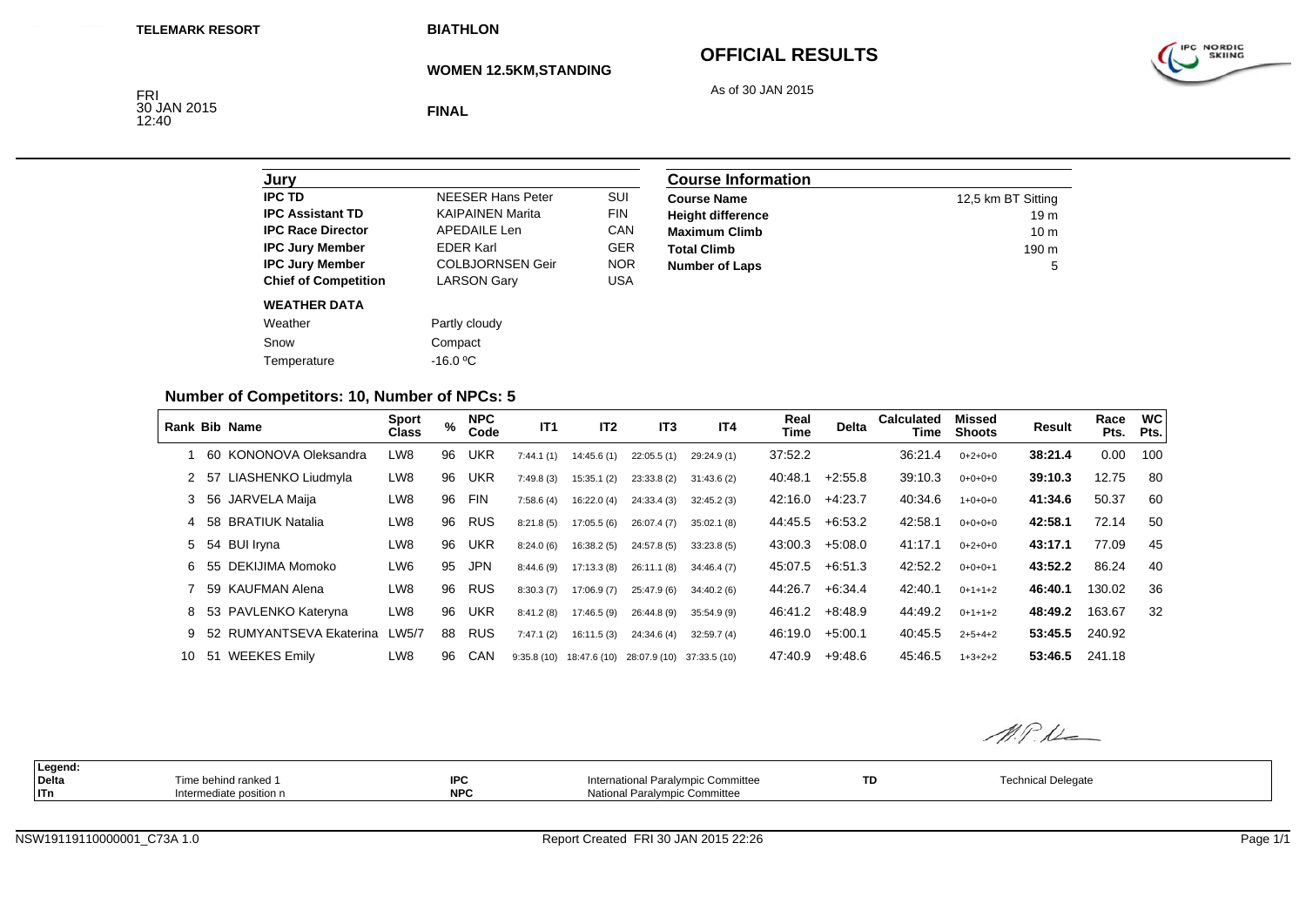TELEMARK RESORT

**BIATHLON**

**WOMEN 12.5KM,STANDING**

**FINAL**

FRI
30 JAN 2015
12:40

# OFFICIAL RESULTS

As of 30 JAN 2015

| Jury | | |
|---|---|---|
| **IPC TD** | NEESER Hans Peter | SUI |
| **IPC Assistant TD** | KAIPAINEN Marita | FIN |
| **IPC Race Director** | APEDAILE Len | CAN |
| **IPC Jury Member** | EDER Karl | GER |
| **IPC Jury Member** | COLBJORNSEN Geir | NOR |
| **Chief of Competition** | LARSON Gary | USA |

**WEATHER DATA**

| | |
|---|---|
| Weather | Partly cloudy |
| Snow | Compact |
| Temperature | -16.0 ºC |

| Course Information | |
|---|---|
| **Course Name** | 12,5 km BT Sitting |
| **Height difference** | 19 m |
| **Maximum Climb** | 10 m |
| **Total Climb** | 190 m |
| **Number of Laps** | 5 |

## Number of Competitors: 10, Number of NPCs: 5

| Rank | Bib | Name | Sport Class | % | NPC Code | IT1 | IT2 | IT3 | IT4 | Real Time | Delta | Calculated Time | Missed Shoots | Result | Race Pts. | WC Pts. |
|---|---|---|---|---|---|---|---|---|---|---|---|---|---|---|---|---|
| 1 | 60 | KONONOVA Oleksandra | LW8 | 96 | UKR | 7:44.1 (1) | 14:45.6 (1) | 22:05.5 (1) | 29:24.9 (1) | 37:52.2 | | 36:21.4 | 0+2+0+0 | **38:21.4** | 0.00 | 100 |
| 2 | 57 | LIASHENKO Liudmyla | LW8 | 96 | UKR | 7:49.8 (3) | 15:35.1 (2) | 23:33.8 (2) | 31:43.6 (2) | 40:48.1 | +2:55.8 | 39:10.3 | 0+0+0+0 | **39:10.3** | 12.75 | 80 |
| 3 | 56 | JARVELA Maija | LW8 | 96 | FIN | 7:58.6 (4) | 16:22.0 (4) | 24:33.4 (3) | 32:45.2 (3) | 42:16.0 | +4:23.7 | 40:34.6 | 1+0+0+0 | **41:34.6** | 50.37 | 60 |
| 4 | 58 | BRATIUK Natalia | LW8 | 96 | RUS | 8:21.8 (5) | 17:05.5 (6) | 26:07.4 (7) | 35:02.1 (8) | 44:45.5 | +6:53.2 | 42:58.1 | 0+0+0+0 | **42:58.1** | 72.14 | 50 |
| 5 | 54 | BUI Iryna | LW8 | 96 | UKR | 8:24.0 (6) | 16:38.2 (5) | 24:57.8 (5) | 33:23.8 (5) | 43:00.3 | +5:08.0 | 41:17.1 | 0+2+0+0 | **43:17.1** | 77.09 | 45 |
| 6 | 55 | DEKIJIMA Momoko | LW6 | 95 | JPN | 8:44.6 (9) | 17:13.3 (8) | 26:11.1 (8) | 34:46.4 (7) | 45:07.5 | +6:51.3 | 42:52.2 | 0+0+0+1 | **43:52.2** | 86.24 | 40 |
| 7 | 59 | KAUFMAN Alena | LW8 | 96 | RUS | 8:30.3 (7) | 17:06.9 (7) | 25:47.9 (6) | 34:40.2 (6) | 44:26.7 | +6:34.4 | 42:40.1 | 0+1+1+2 | **46:40.1** | 130.02 | 36 |
| 8 | 53 | PAVLENKO Kateryna | LW8 | 96 | UKR | 8:41.2 (8) | 17:46.5 (9) | 26:44.8 (9) | 35:54.9 (9) | 46:41.2 | +8:48.9 | 44:49.2 | 0+1+1+2 | **48:49.2** | 163.67 | 32 |
| 9 | 52 | RUMYANTSEVA Ekaterina | LW5/7 | 88 | RUS | 7:47.1 (2) | 16:11.5 (3) | 24:34.6 (4) | 32:59.7 (4) | 46:19.0 | +5:00.1 | 40:45.5 | 2+5+4+2 | **53:45.5** | 240.92 | |
| 10 | 51 | WEEKES Emily | LW8 | 96 | CAN | 9:35.8 (10) | 18:47.6 (10) | 28:07.9 (10) | 37:33.5 (10) | 47:40.9 | +9:48.6 | 45:46.5 | 1+3+2+2 | **53:46.5** | 241.18 | |

| Legend: | | | | | |
|---|---|---|---|---|---|
| **Delta** | Time behind ranked 1 | **IPC** | International Paralympic Committee | **TD** | Technical Delegate |
| **ITn** | Intermediate position n | **NPC** | National Paralympic Committee | | |

NSW19119110000001_C73A 1.0 — Report Created FRI 30 JAN 2015 22:26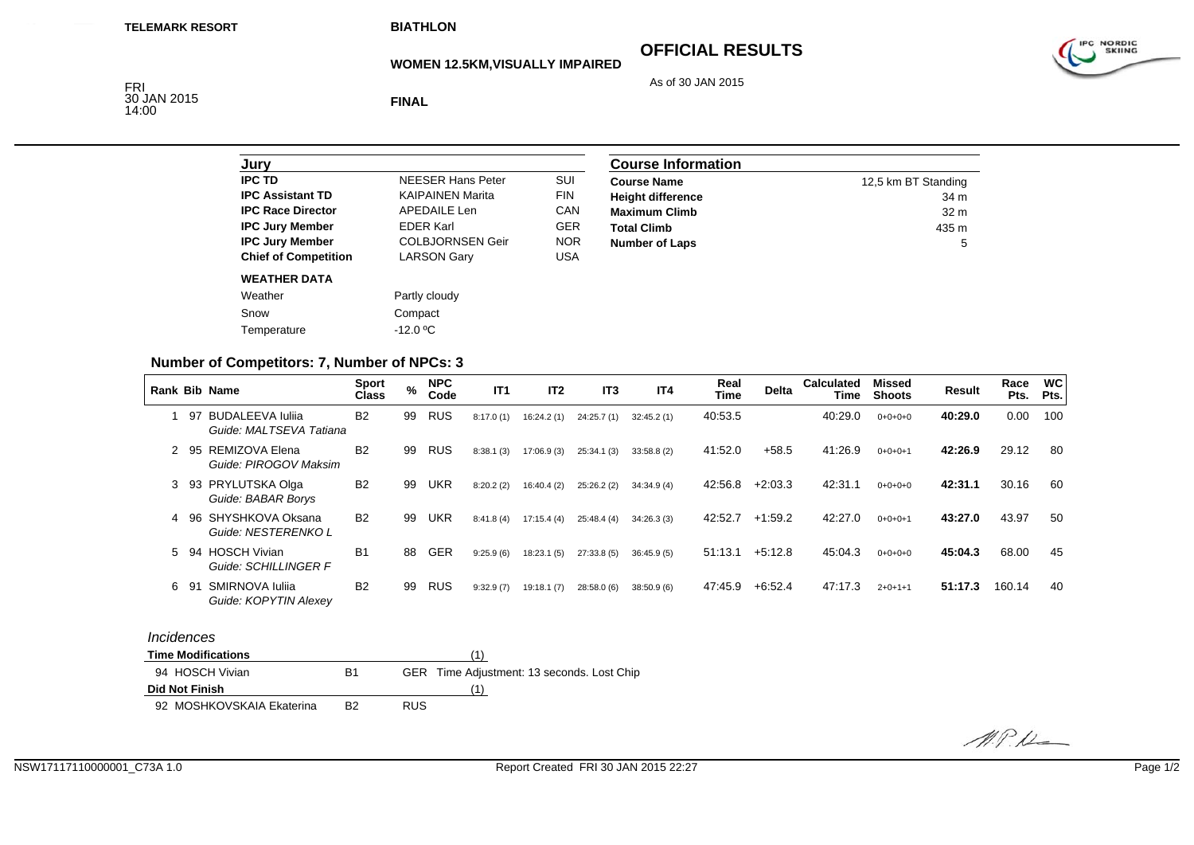TELEMARK RESORT

BIATHLON

WOMEN 12.5KM,VISUALLY IMPAIRED

# OFFICIAL RESULTS

As of 30 JAN 2015

FRI
30 JAN 2015
14:00

FINAL

| Jury | | |
|---|---|---|
| **IPC TD** | NEESER Hans Peter | SUI |
| **IPC Assistant TD** | KAIPAINEN Marita | FIN |
| **IPC Race Director** | APEDAILE Len | CAN |
| **IPC Jury Member** | EDER Karl | GER |
| **IPC Jury Member** | COLBJORNSEN Geir | NOR |
| **Chief of Competition** | LARSON Gary | USA |

**WEATHER DATA**

| | |
|---|---|
| Weather | Partly cloudy |
| Snow | Compact |
| Temperature | -12.0 ºC |

| Course Information | |
|---|---|
| **Course Name** | 12,5 km BT Standing |
| **Height difference** | 34 m |
| **Maximum Climb** | 32 m |
| **Total Climb** | 435 m |
| **Number of Laps** | 5 |

## Number of Competitors: 7, Number of NPCs: 3

| Rank | Bib | Name | Sport Class | % | NPC Code | IT1 | IT2 | IT3 | IT4 | Real Time | Delta | Calculated Time | Missed Shoots | Result | Race Pts. | WC Pts. |
|---|---|---|---|---|---|---|---|---|---|---|---|---|---|---|---|---|
| 1 | 97 | BUDALEEVA Iuliia<br>*Guide: MALTSEVA Tatiana* | B2 | 99 | RUS | 8:17.0 (1) | 16:24.2 (1) | 24:25.7 (1) | 32:45.2 (1) | 40:53.5 | | 40:29.0 | 0+0+0+0 | **40:29.0** | 0.00 | 100 |
| 2 | 95 | REMIZOVA Elena<br>*Guide: PIROGOV Maksim* | B2 | 99 | RUS | 8:38.1 (3) | 17:06.9 (3) | 25:34.1 (3) | 33:58.8 (2) | 41:52.0 | +58.5 | 41:26.9 | 0+0+0+1 | **42:26.9** | 29.12 | 80 |
| 3 | 93 | PRYLUTSKA Olga<br>*Guide: BABAR Borys* | B2 | 99 | UKR | 8:20.2 (2) | 16:40.4 (2) | 25:26.2 (2) | 34:34.9 (4) | 42:56.8 | +2:03.3 | 42:31.1 | 0+0+0+0 | **42:31.1** | 30.16 | 60 |
| 4 | 96 | SHYSHKOVA Oksana<br>*Guide: NESTERENKO L* | B2 | 99 | UKR | 8:41.8 (4) | 17:15.4 (4) | 25:48.4 (4) | 34:26.3 (3) | 42:52.7 | +1:59.2 | 42:27.0 | 0+0+0+1 | **43:27.0** | 43.97 | 50 |
| 5 | 94 | HOSCH Vivian<br>*Guide: SCHILLINGER F* | B1 | 88 | GER | 9:25.9 (6) | 18:23.1 (5) | 27:33.8 (5) | 36:45.9 (5) | 51:13.1 | +5:12.8 | 45:04.3 | 0+0+0+0 | **45:04.3** | 68.00 | 45 |
| 6 | 91 | SMIRNOVA Iuliia<br>*Guide: KOPYTIN Alexey* | B2 | 99 | RUS | 9:32.9 (7) | 19:18.1 (7) | 28:58.0 (6) | 38:50.9 (6) | 47:45.9 | +6:52.4 | 47:17.3 | 2+0+1+1 | **51:17.3** | 160.14 | 40 |

*Incidences*

| **Time Modifications** | | (1) |
|---|---|---|
| 94 HOSCH Vivian | B1 | GER Time Adjustment: 13 seconds. Lost Chip |
| **Did Not Finish** | | (1) |
| 92 MOSHKOVSKAIA Ekaterina | B2 | RUS |

NSW17117110000001_C73A 1.0

Report Created FRI 30 JAN 2015 22:27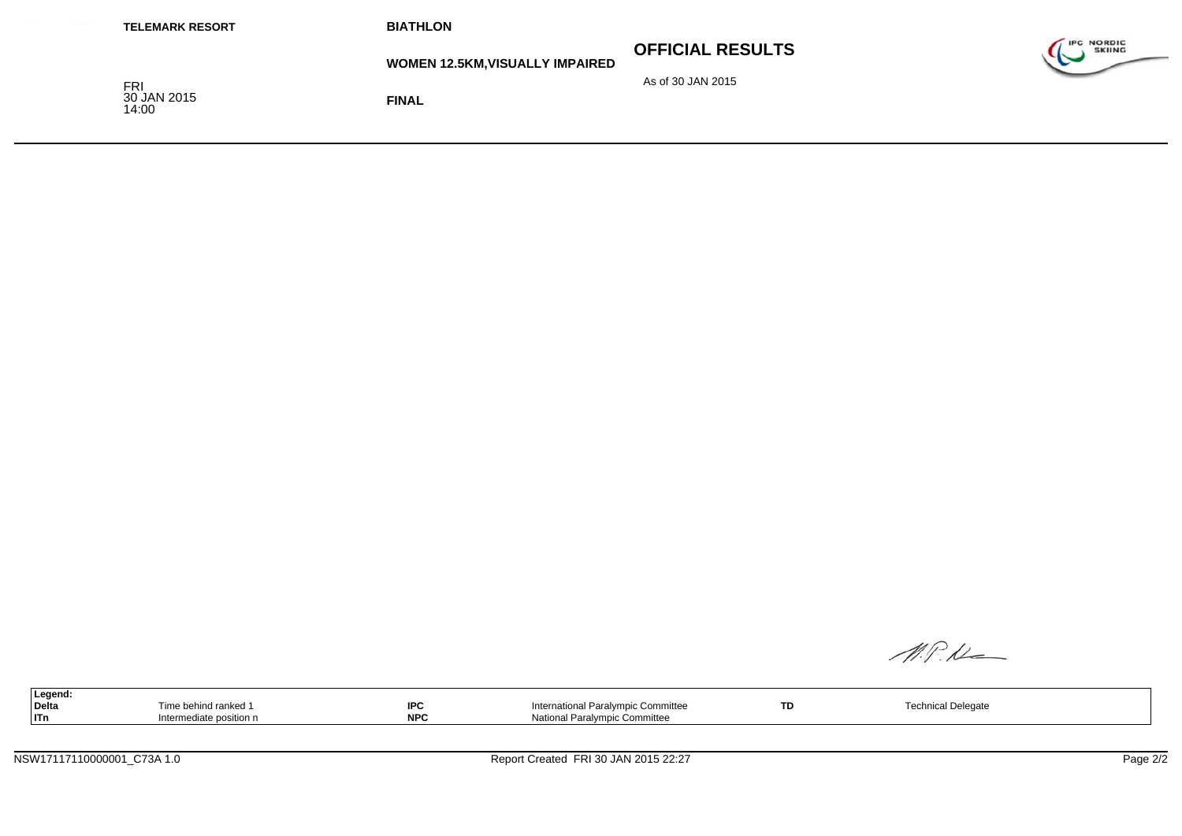**TELEMARK RESORT**

FRI
30 JAN 2015
14:00

**BIATHLON**

**WOMEN 12.5KM,VISUALLY IMPAIRED**

**FINAL**

## OFFICIAL RESULTS

As of 30 JAN 2015

| Legend: | | | | | |
|---|---|---|---|---|---|
| **Delta** | Time behind ranked 1 | **IPC** | International Paralympic Committee | **TD** | Technical Delegate |
| **ITn** | Intermediate position n | **NPC** | National Paralympic Committee | | |

NSW17117110000001_C73A 1.0

Report Created FRI 30 JAN 2015 22:27